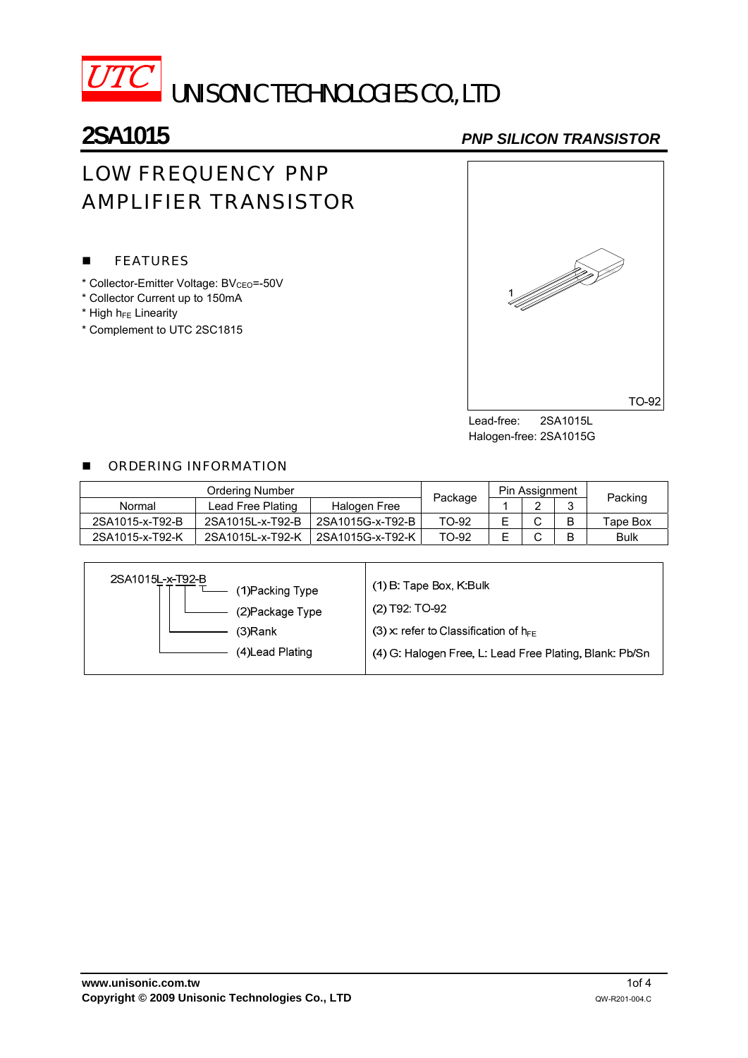# UTC UNISONIC TECHNOLOGIES CO., LTD

## 2SA1015

***PNP SILICON TRANSISTOR***

## LOW FREQUENCY PNP AMPLIFIER TRANSISTOR

### FEATURES

* Collector-Emitter Voltage: $BV_{CEO}$=-50V
* Collector Current up to 150mA
* High $h_{FE}$ Linearity
* Complement to UTC 2SC1815

TO-92

Lead-free: 2SA1015L
Halogen-free: 2SA1015G

### ORDERING INFORMATION

| Ordering Number | | | Package | Pin Assignment | | | Packing |
|---|---|---|---|---|---|---|---|
| Normal | Lead Free Plating | Halogen Free | | 1 | 2 | 3 | |
| 2SA1015-x-T92-B | 2SA1015L-x-T92-B | 2SA1015G-x-T92-B | TO-92 | E | C | B | Tape Box |
| 2SA1015-x-T92-K | 2SA1015L-x-T92-K | 2SA1015G-x-T92-K | TO-92 | E | C | B | Bulk |

| 2SA1015L-x-T92-B | |
|---|---|
| (1)Packing Type | (1) B: Tape Box, K:Bulk |
| (2)Package Type | (2) T92: TO-92 |
| (3)Rank | (3) x: refer to Classification of $h_{FE}$ |
| (4)Lead Plating | (4) G: Halogen Free, L: Lead Free Plating, Blank: Pb/Sn |

www.unisonic.com.tw
Copyright © 2009 Unisonic Technologies Co., LTD
QW-R201-004.C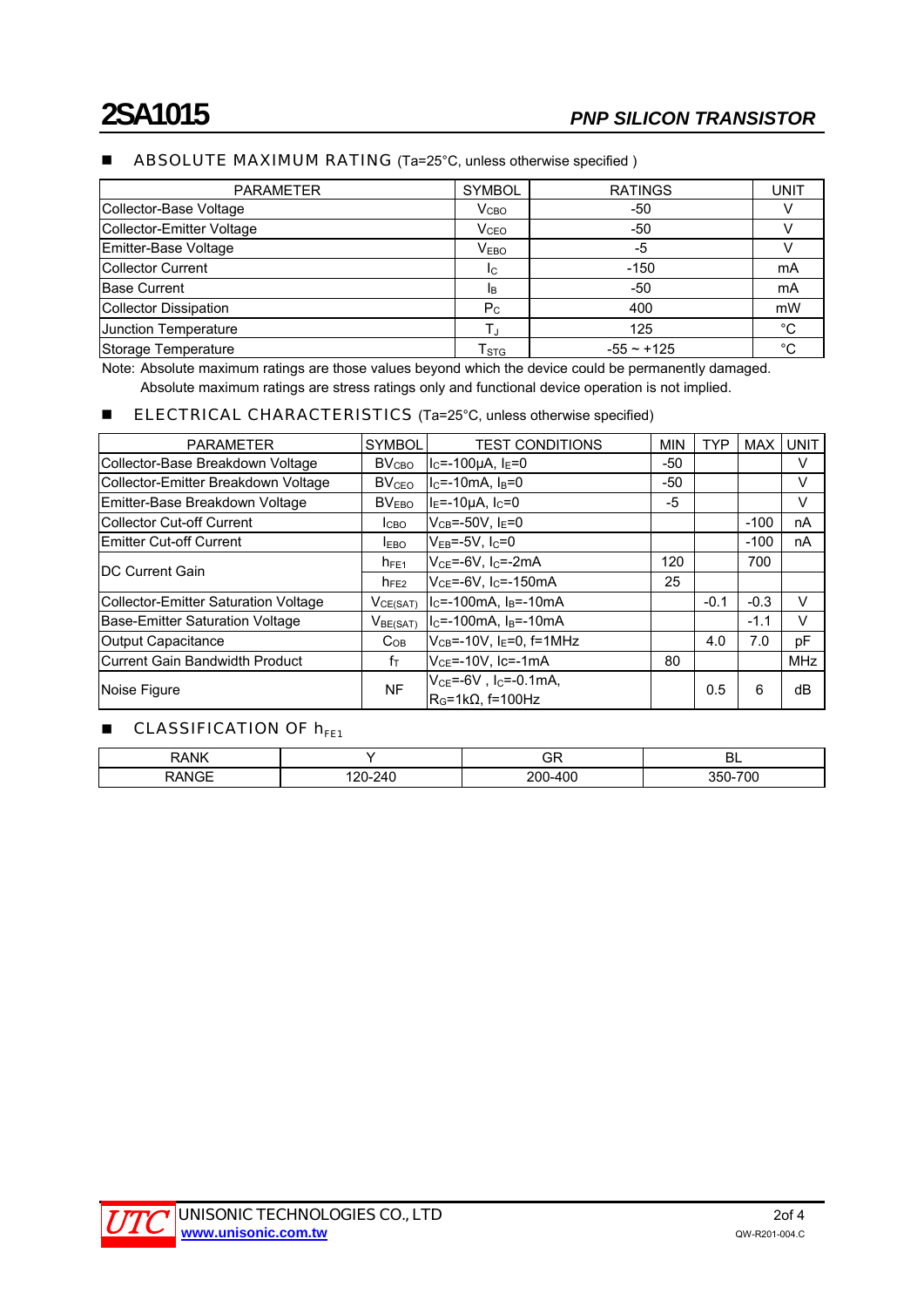# 2SA1015

## PNP SILICON TRANSISTOR

### ■ ABSOLUTE MAXIMUM RATING (Ta=25°C, unless otherwise specified )

| PARAMETER | SYMBOL | RATINGS | UNIT |
|---|---|---|---|
| Collector-Base Voltage | $V_{CBO}$ | -50 | V |
| Collector-Emitter Voltage | $V_{CEO}$ | -50 | V |
| Emitter-Base Voltage | $V_{EBO}$ | -5 | V |
| Collector Current | $I_C$ | -150 | mA |
| Base Current | $I_B$ | -50 | mA |
| Collector Dissipation | $P_C$ | 400 | mW |
| Junction Temperature | $T_J$ | 125 | °C |
| Storage Temperature | $T_{STG}$ | -55 ~ +125 | °C |

Note: Absolute maximum ratings are those values beyond which the device could be permanently damaged. Absolute maximum ratings are stress ratings only and functional device operation is not implied.

### ■ ELECTRICAL CHARACTERISTICS (Ta=25°C, unless otherwise specified)

| PARAMETER | SYMBOL | TEST CONDITIONS | MIN | TYP | MAX | UNIT |
|---|---|---|---|---|---|---|
| Collector-Base Breakdown Voltage | $BV_{CBO}$ | $I_C$=-100μA, $I_E$=0 | -50 | | | V |
| Collector-Emitter Breakdown Voltage | $BV_{CEO}$ | $I_C$=-10mA, $I_B$=0 | -50 | | | V |
| Emitter-Base Breakdown Voltage | $BV_{EBO}$ | $I_E$=-10μA, $I_C$=0 | -5 | | | V |
| Collector Cut-off Current | $I_{CBO}$ | $V_{CB}$=-50V, $I_E$=0 | | | -100 | nA |
| Emitter Cut-off Current | $I_{EBO}$ | $V_{EB}$=-5V, $I_C$=0 | | | -100 | nA |
| DC Current Gain | $h_{FE1}$ | $V_{CE}$=-6V, $I_C$=-2mA | 120 | | 700 | |
| | $h_{FE2}$ | $V_{CE}$=-6V, $I_C$=-150mA | 25 | | | |
| Collector-Emitter Saturation Voltage | $V_{CE(SAT)}$ | $I_C$=-100mA, $I_B$=-10mA | | -0.1 | -0.3 | V |
| Base-Emitter Saturation Voltage | $V_{BE(SAT)}$ | $I_C$=-100mA, $I_B$=-10mA | | | -1.1 | V |
| Output Capacitance | $C_{OB}$ | $V_{CB}$=-10V, $I_E$=0, f=1MHz | | 4.0 | 7.0 | pF |
| Current Gain Bandwidth Product | $f_T$ | $V_{CE}$=-10V, Ic=-1mA | 80 | | | MHz |
| Noise Figure | NF | $V_{CE}$=-6V , $I_C$=-0.1mA, $R_G$=1kΩ, f=100Hz | | 0.5 | 6 | dB |

### ■ CLASSIFICATION OF $h_{FE1}$

| RANK | Y | GR | BL |
|---|---|---|---|
| RANGE | 120-240 | 200-400 | 350-700 |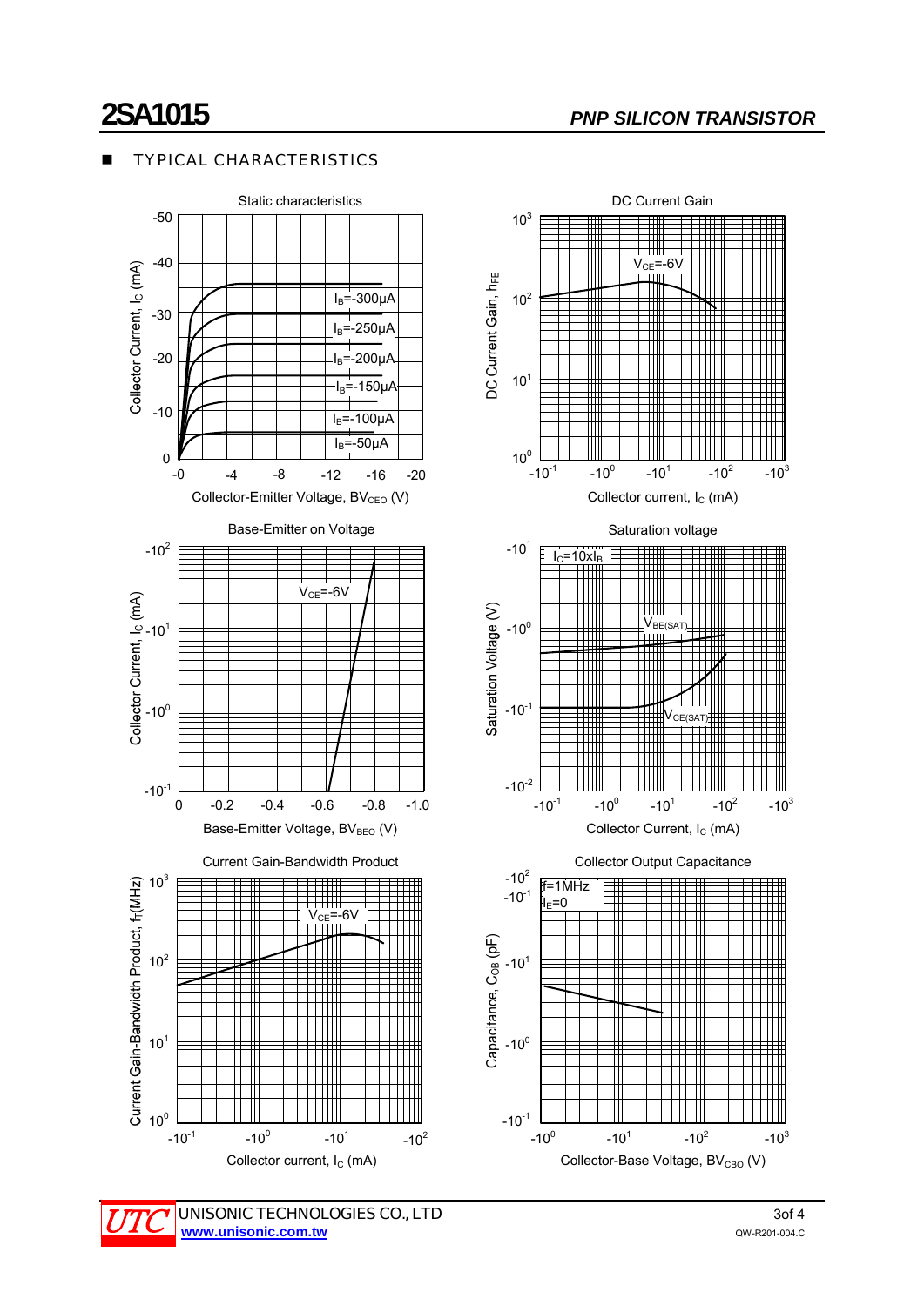## TYPICAL CHARACTERISTICS

**Static characteristics**

Collector Current, $I_C$ (mA) vs. Collector-Emitter Voltage, $BV_{CEO}$ (V)

$I_B$=-300μA, $I_B$=-250μA, $I_B$=-200μA, $I_B$=-150μA, $I_B$=-100μA, $I_B$=-50μA

**DC Current Gain**

DC Current Gain, $h_{FE}$ vs. Collector current, $I_C$ (mA)

$V_{CE}$=-6V

**Base-Emitter on Voltage**

Collector Current, $I_C$ (mA) vs. Base-Emitter Voltage, $BV_{BEO}$ (V)

$V_{CE}$=-6V

**Saturation voltage**

Saturation Voltage (V) vs. Collector Current, $I_C$ (mA)

$I_C$=10x$I_B$

$V_{BE(SAT)}$, $V_{CE(SAT)}$

**Current Gain-Bandwidth Product**

Current Gain-Bandwidth Product, $f_T$(MHz) vs. Collector current, $I_C$ (mA)

$V_{CE}$=-6V

**Collector Output Capacitance**

Capacitance, $C_{OB}$ (pF) vs. Collector-Base Voltage, $BV_{CBO}$ (V)

f=1MHz

$I_E$=0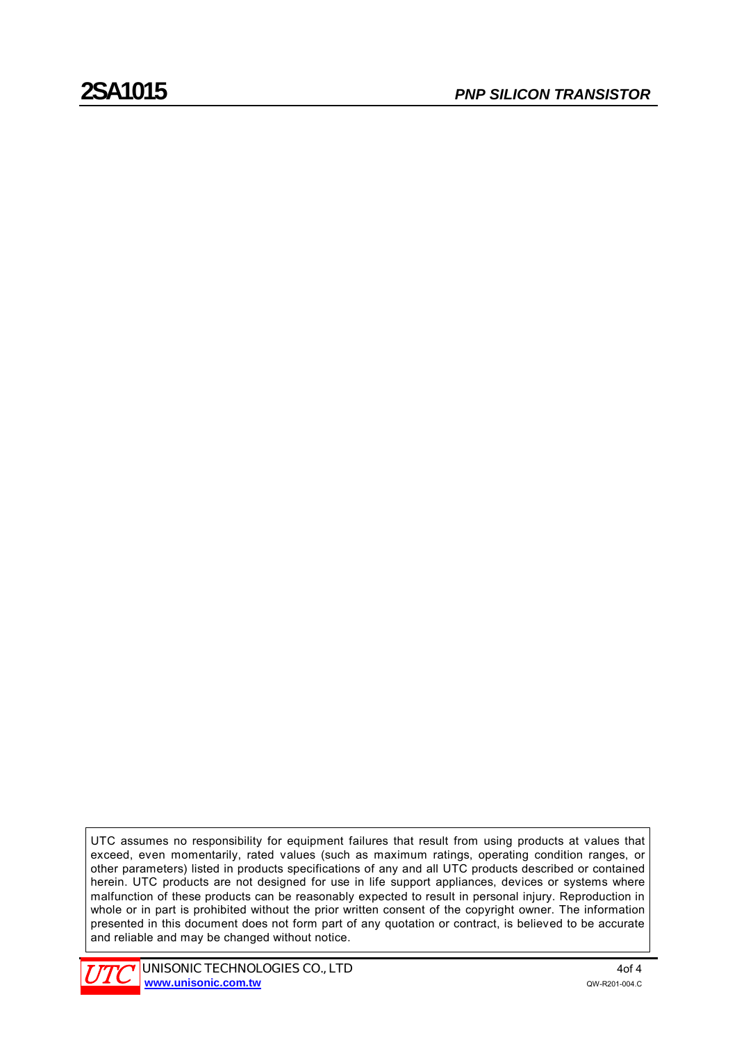UTC assumes no responsibility for equipment failures that result from using products at values that exceed, even momentarily, rated values (such as maximum ratings, operating condition ranges, or other parameters) listed in products specifications of any and all UTC products described or contained herein. UTC products are not designed for use in life support appliances, devices or systems where malfunction of these products can be reasonably expected to result in personal injury. Reproduction in whole or in part is prohibited without the prior written consent of the copyright owner. The information presented in this document does not form part of any quotation or contract, is believed to be accurate and reliable and may be changed without notice.